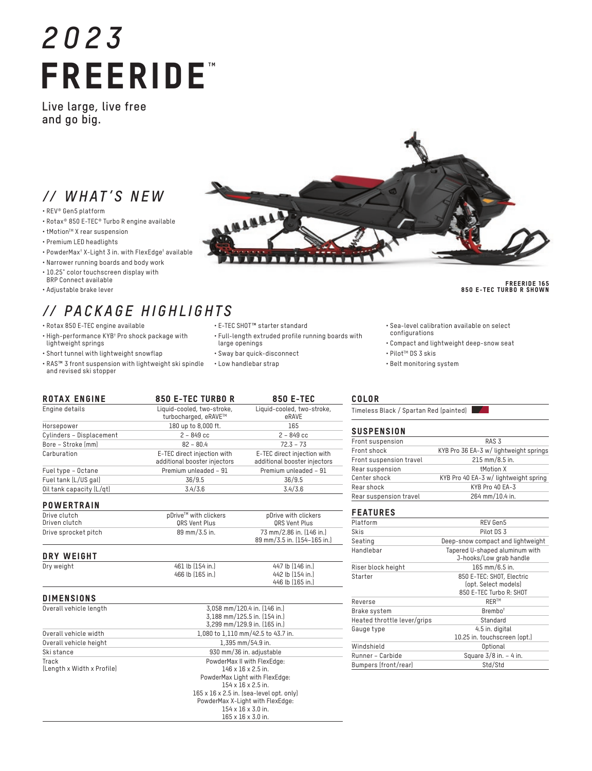# 2023 FREERIDE™

**Live large, live free and go big.**

## // WHAT'S NEW

- REV® Gen5 platform
- Rotax® 850 E-TEC® Turbo R engine available
- tMotion™ X rear suspension
- Premium LED headlights
- PowderMax† X-Light 3 in. with FlexEdge† available
- Narrower running boards and body work
- 10.25" color touchscreen display with BRP Connect available
- Adjustable brake lever

FREERIDE 165
850 E-TEC TURBO R SHOWN

## // PACKAGE HIGHLIGHTS

- Rotax 850 E-TEC engine available
- High-performance KYB† Pro shock package with lightweight springs
- Short tunnel with lightweight snowflap
- RAS™ 3 front suspension with lightweight ski spindle and revised ski stopper
- E-TEC SHOT™ starter standard
- Full-length extruded profile running boards with large openings
- Sway bar quick-disconnect
- Low handlebar strap
- Sea-level calibration available on select configurations
- Compact and lightweight deep-snow seat
- Pilot™ DS 3 skis
- Belt monitoring system

### ROTAX ENGINE

| ROTAX ENGINE | 850 E-TEC TURBO R | 850 E-TEC |
|---|---|---|
| Engine details | Liquid-cooled, two-stroke, turbocharged, eRAVE™ | Liquid-cooled, two-stroke, eRAVE |
| Horsepower | 180 up to 8,000 ft. | 165 |
| Cylinders – Displacement | 2 – 849 cc | 2 – 849 cc |
| Bore – Stroke (mm) | 82 – 80.4 | 72.3 – 73 |
| Carburation | E-TEC direct injection with additional booster injectors | E-TEC direct injection with additional booster injectors |
| Fuel type – Octane | Premium unleaded – 91 | Premium unleaded – 91 |
| Fuel tank (L/US gal) | 36/9.5 | 36/9.5 |
| Oil tank capacity (L/qt) | 3.4/3.6 | 3.4/3.6 |

### POWERTRAIN

| | | |
|---|---|---|
| Drive clutch | pDrive™ with clickers | pDrive with clickers |
| Driven clutch | QRS Vent Plus | QRS Vent Plus |
| Drive sprocket pitch | 89 mm/3.5 in. | 73 mm/2.86 in. (146 in.)<br>89 mm/3.5 in. (154–165 in.) |

### DRY WEIGHT

| | | |
|---|---|---|
| Dry weight | 461 lb (154 in.)<br>466 lb (165 in.) | 447 lb (146 in.)<br>442 lb (154 in.)<br>446 lb (165 in.) |

### DIMENSIONS

| | |
|---|---|
| Overall vehicle length | 3,058 mm/120.4 in. (146 in.)<br>3,188 mm/125.5 in. (154 in.)<br>3,299 mm/129.9 in. (165 in.) |
| Overall vehicle width | 1,080 to 1,110 mm/42.5 to 43.7 in. |
| Overall vehicle height | 1,395 mm/54.9 in. |
| Ski stance | 930 mm/36 in. adjustable |
| Track (Length x Width x Profile) | PowderMax II with FlexEdge:<br>146 x 16 x 2.5 in.<br>PowderMax Light with FlexEdge:<br>154 x 16 x 2.5 in.<br>165 x 16 x 2.5 in. (sea-level opt. only)<br>PowderMax X-Light with FlexEdge:<br>154 x 16 x 3.0 in.<br>165 x 16 x 3.0 in. |

### COLOR

Timeless Black / Spartan Red (painted)

### SUSPENSION

| | |
|---|---|
| Front suspension | RAS 3 |
| Front shock | KYB Pro 36 EA-3 w/ lightweight springs |
| Front suspension travel | 215 mm/8.5 in. |
| Rear suspension | tMotion X |
| Center shock | KYB Pro 40 EA-3 w/ lightweight spring |
| Rear shock | KYB Pro 40 EA-3 |
| Rear suspension travel | 264 mm/10.4 in. |

### FEATURES

| | |
|---|---|
| Platform | REV Gen5 |
| Skis | Pilot DS 3 |
| Seating | Deep-snow compact and lightweight |
| Handlebar | Tapered U-shaped aluminum with J-hooks/Low grab handle |
| Riser block height | 165 mm/6.5 in. |
| Starter | 850 E-TEC: SHOT, Electric (opt. Select models)<br>850 E-TEC Turbo R: SHOT |
| Reverse | RER™ |
| Brake system | Brembo† |
| Heated throttle lever/grips | Standard |
| Gauge type | 4.5 in. digital<br>10.25 in. touchscreen (opt.) |
| Windshield | Optional |
| Runner – Carbide | Square 3/8 in. – 4 in. |
| Bumpers (front/rear) | Std/Std |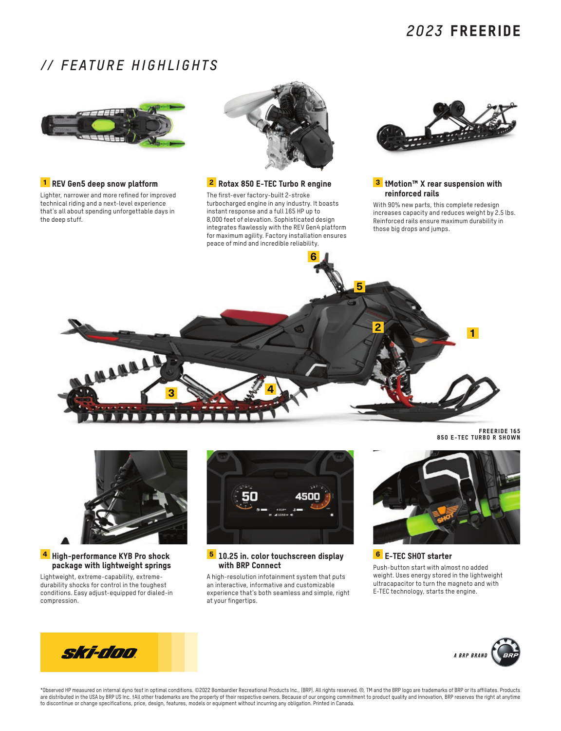# 2023 FREERIDE

## // FEATURE HIGHLIGHTS

### 1 REV Gen5 deep snow platform

Lighter, narrower and more refined for improved technical riding and a next-level experience that's all about spending unforgettable days in the deep stuff.

### 2 Rotax 850 E-TEC Turbo R engine

The first-ever factory-built 2-stroke turbocharged engine in any industry. It boasts instant response and a full 165 HP up to 8,000 feet of elevation. Sophisticated design integrates flawlessly with the REV Gen4 platform for maximum agility. Factory installation ensures peace of mind and incredible reliability.

### 3 tMotion™ X rear suspension with reinforced rails

With 90% new parts, this complete redesign increases capacity and reduces weight by 2.5 lbs. Reinforced rails ensure maximum durability in those big drops and jumps.

FREERIDE 165
850 E-TEC TURBO R SHOWN

### 4 High-performance KYB Pro shock package with lightweight springs

Lightweight, extreme-capability, extreme-durability shocks for control in the toughest conditions. Easy adjust-equipped for dialed-in compression.

### 5 10.25 in. color touchscreen display with BRP Connect

A high-resolution infotainment system that puts an interactive, informative and customizable experience that's both seamless and simple, right at your fingertips.

### 6 E-TEC SHOT starter

Push-button start with almost no added weight. Uses energy stored in the lightweight ultracapacitor to turn the magneto and with E-TEC technology, starts the engine.

ski-doo

A BRP BRAND

*Observed HP measured on internal dyno test in optimal conditions. ©2022 Bombardier Recreational Products Inc., (BRP). All rights reserved. ®, TM and the BRP logo are trademarks of BRP or its affiliates. Products are distributed in the USA by BRP US Inc. †All other trademarks are the property of their respective owners. Because of our ongoing commitment to product quality and innovation, BRP reserves the right at anytime to discontinue or change specifications, price, design, features, models or equipment without incurring any obligation. Printed in Canada.